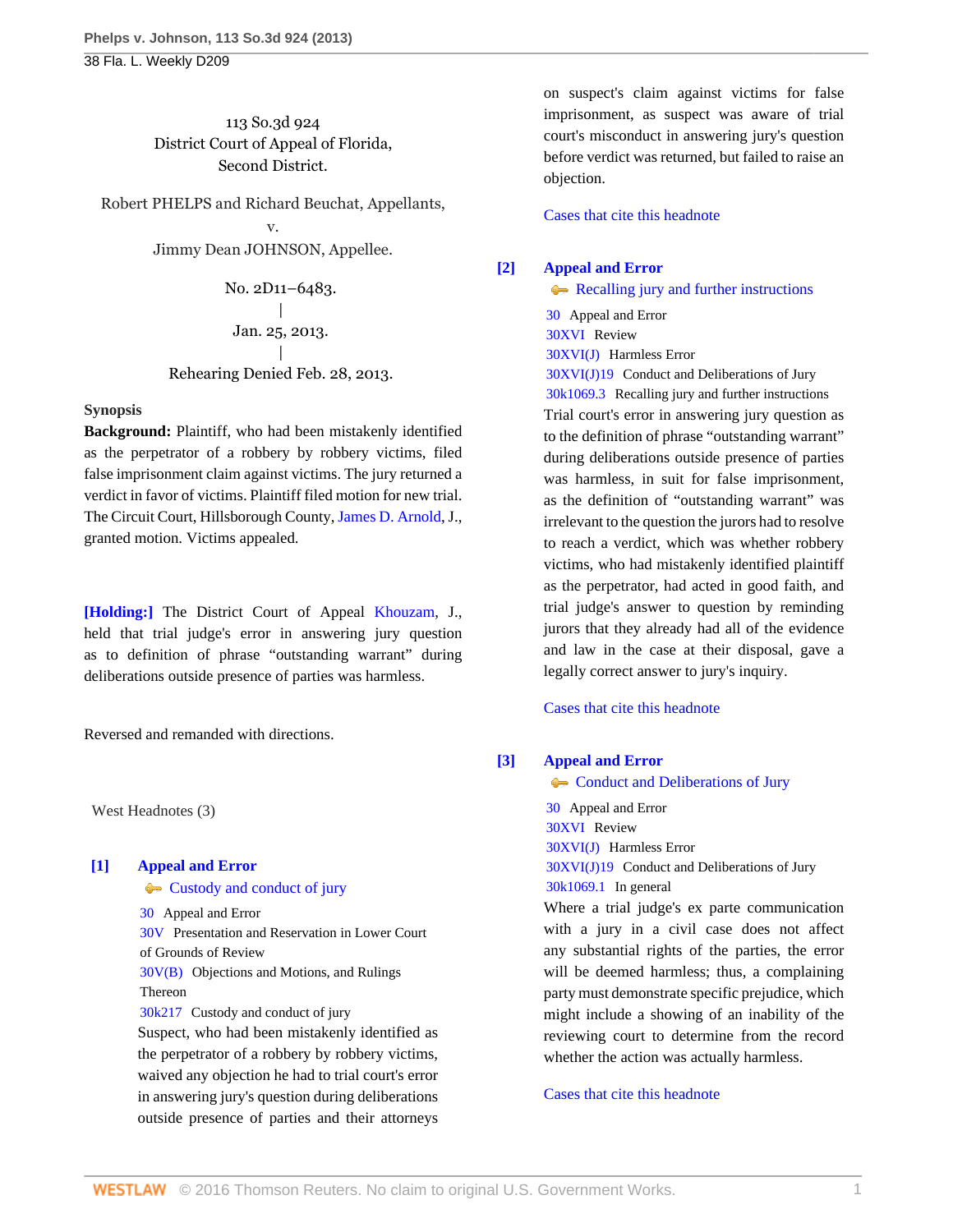113 So.3d 924
District Court of Appeal of Florida,
Second District.

Robert PHELPS and Richard Beuchat, Appellants,
v.
Jimmy Dean JOHNSON, Appellee.

No. 2D11–6483.
|
Jan. 25, 2013.
|
Rehearing Denied Feb. 28, 2013.

**Synopsis**

**Background:** Plaintiff, who had been mistakenly identified as the perpetrator of a robbery by robbery victims, filed false imprisonment claim against victims. The jury returned a verdict in favor of victims. Plaintiff filed motion for new trial. The Circuit Court, Hillsborough County, James D. Arnold, J., granted motion. Victims appealed.

**[Holding:]** The District Court of Appeal Khouzam, J., held that trial judge's error in answering jury question as to definition of phrase "outstanding warrant" during deliberations outside presence of parties was harmless.

Reversed and remanded with directions.

West Headnotes (3)

**[1] Appeal and Error**
Custody and conduct of jury

30 Appeal and Error
30V Presentation and Reservation in Lower Court of Grounds of Review
30V(B) Objections and Motions, and Rulings Thereon
30k217 Custody and conduct of jury

Suspect, who had been mistakenly identified as the perpetrator of a robbery by robbery victims, waived any objection he had to trial court's error in answering jury's question during deliberations outside presence of parties and their attorneys on suspect's claim against victims for false imprisonment, as suspect was aware of trial court's misconduct in answering jury's question before verdict was returned, but failed to raise an objection.

Cases that cite this headnote

**[2] Appeal and Error**
Recalling jury and further instructions

30 Appeal and Error
30XVI Review
30XVI(J) Harmless Error
30XVI(J)19 Conduct and Deliberations of Jury
30k1069.3 Recalling jury and further instructions

Trial court's error in answering jury question as to the definition of phrase "outstanding warrant" during deliberations outside presence of parties was harmless, in suit for false imprisonment, as the definition of "outstanding warrant" was irrelevant to the question the jurors had to resolve to reach a verdict, which was whether robbery victims, who had mistakenly identified plaintiff as the perpetrator, had acted in good faith, and trial judge's answer to question by reminding jurors that they already had all of the evidence and law in the case at their disposal, gave a legally correct answer to jury's inquiry.

Cases that cite this headnote

**[3] Appeal and Error**
Conduct and Deliberations of Jury

30 Appeal and Error
30XVI Review
30XVI(J) Harmless Error
30XVI(J)19 Conduct and Deliberations of Jury
30k1069.1 In general

Where a trial judge's ex parte communication with a jury in a civil case does not affect any substantial rights of the parties, the error will be deemed harmless; thus, a complaining party must demonstrate specific prejudice, which might include a showing of an inability of the reviewing court to determine from the record whether the action was actually harmless.

Cases that cite this headnote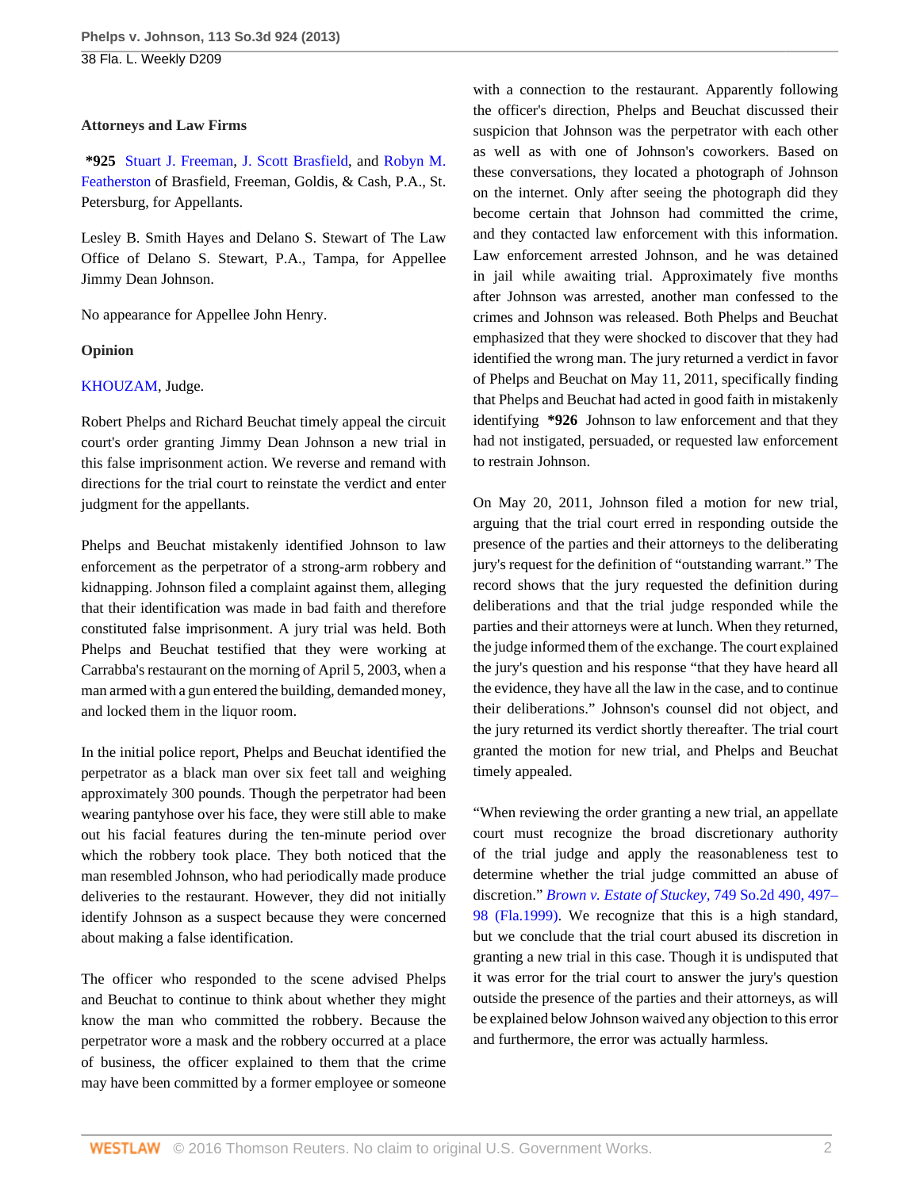**Attorneys and Law Firms**

**\*925** Stuart J. Freeman, J. Scott Brasfield, and Robyn M. Featherston of Brasfield, Freeman, Goldis, & Cash, P.A., St. Petersburg, for Appellants.

Lesley B. Smith Hayes and Delano S. Stewart of The Law Office of Delano S. Stewart, P.A., Tampa, for Appellee Jimmy Dean Johnson.

No appearance for Appellee John Henry.

**Opinion**

KHOUZAM, Judge.

Robert Phelps and Richard Beuchat timely appeal the circuit court's order granting Jimmy Dean Johnson a new trial in this false imprisonment action. We reverse and remand with directions for the trial court to reinstate the verdict and enter judgment for the appellants.

Phelps and Beuchat mistakenly identified Johnson to law enforcement as the perpetrator of a strong-arm robbery and kidnapping. Johnson filed a complaint against them, alleging that their identification was made in bad faith and therefore constituted false imprisonment. A jury trial was held. Both Phelps and Beuchat testified that they were working at Carrabba's restaurant on the morning of April 5, 2003, when a man armed with a gun entered the building, demanded money, and locked them in the liquor room.

In the initial police report, Phelps and Beuchat identified the perpetrator as a black man over six feet tall and weighing approximately 300 pounds. Though the perpetrator had been wearing pantyhose over his face, they were still able to make out his facial features during the ten-minute period over which the robbery took place. They both noticed that the man resembled Johnson, who had periodically made produce deliveries to the restaurant. However, they did not initially identify Johnson as a suspect because they were concerned about making a false identification.

The officer who responded to the scene advised Phelps and Beuchat to continue to think about whether they might know the man who committed the robbery. Because the perpetrator wore a mask and the robbery occurred at a place of business, the officer explained to them that the crime may have been committed by a former employee or someone with a connection to the restaurant. Apparently following the officer's direction, Phelps and Beuchat discussed their suspicion that Johnson was the perpetrator with each other as well as with one of Johnson's coworkers. Based on these conversations, they located a photograph of Johnson on the internet. Only after seeing the photograph did they become certain that Johnson had committed the crime, and they contacted law enforcement with this information. Law enforcement arrested Johnson, and he was detained in jail while awaiting trial. Approximately five months after Johnson was arrested, another man confessed to the crimes and Johnson was released. Both Phelps and Beuchat emphasized that they were shocked to discover that they had identified the wrong man. The jury returned a verdict in favor of Phelps and Beuchat on May 11, 2011, specifically finding that Phelps and Beuchat had acted in good faith in mistakenly identifying **\*926** Johnson to law enforcement and that they had not instigated, persuaded, or requested law enforcement to restrain Johnson.

On May 20, 2011, Johnson filed a motion for new trial, arguing that the trial court erred in responding outside the presence of the parties and their attorneys to the deliberating jury's request for the definition of "outstanding warrant." The record shows that the jury requested the definition during deliberations and that the trial judge responded while the parties and their attorneys were at lunch. When they returned, the judge informed them of the exchange. The court explained the jury's question and his response "that they have heard all the evidence, they have all the law in the case, and to continue their deliberations." Johnson's counsel did not object, and the jury returned its verdict shortly thereafter. The trial court granted the motion for new trial, and Phelps and Beuchat timely appealed.

"When reviewing the order granting a new trial, an appellate court must recognize the broad discretionary authority of the trial judge and apply the reasonableness test to determine whether the trial judge committed an abuse of discretion." *Brown v. Estate of Stuckey*, 749 So.2d 490, 497–98 (Fla.1999). We recognize that this is a high standard, but we conclude that the trial court abused its discretion in granting a new trial in this case. Though it is undisputed that it was error for the trial court to answer the jury's question outside the presence of the parties and their attorneys, as will be explained below Johnson waived any objection to this error and furthermore, the error was actually harmless.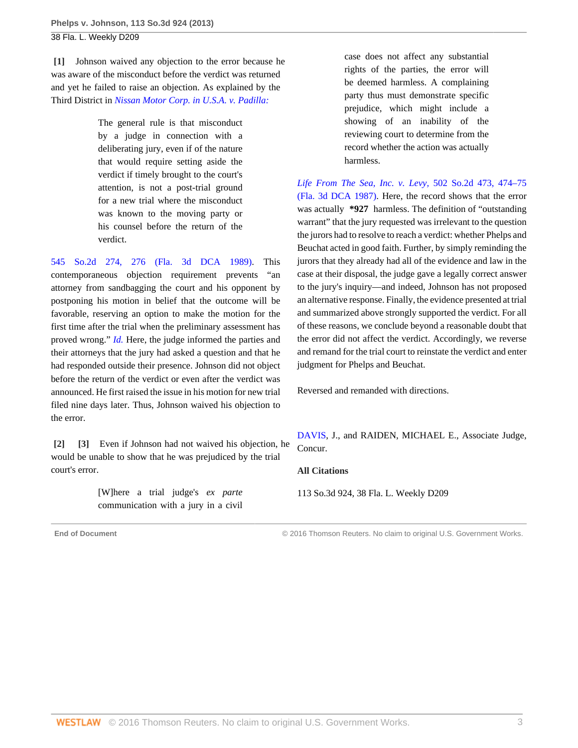**[1]** Johnson waived any objection to the error because he was aware of the misconduct before the verdict was returned and yet he failed to raise an objection. As explained by the Third District in *Nissan Motor Corp. in U.S.A. v. Padilla:*

> The general rule is that misconduct by a judge in connection with a deliberating jury, even if of the nature that would require setting aside the verdict if timely brought to the court's attention, is not a post-trial ground for a new trial where the misconduct was known to the moving party or his counsel before the return of the verdict.

545 So.2d 274, 276 (Fla. 3d DCA 1989). This contemporaneous objection requirement prevents "an attorney from sandbagging the court and his opponent by postponing his motion in belief that the outcome will be favorable, reserving an option to make the motion for the first time after the trial when the preliminary assessment has proved wrong." *Id.* Here, the judge informed the parties and their attorneys that the jury had asked a question and that he had responded outside their presence. Johnson did not object before the return of the verdict or even after the verdict was announced. He first raised the issue in his motion for new trial filed nine days later. Thus, Johnson waived his objection to the error.

**[2]** **[3]** Even if Johnson had not waived his objection, he would be unable to show that he was prejudiced by the trial court's error.

> [W]here a trial judge's *ex parte* communication with a jury in a civil case does not affect any substantial rights of the parties, the error will be deemed harmless. A complaining party thus must demonstrate specific prejudice, which might include a showing of an inability of the reviewing court to determine from the record whether the action was actually harmless.

*Life From The Sea, Inc. v. Levy,* 502 So.2d 473, 474–75 (Fla. 3d DCA 1987). Here, the record shows that the error was actually **\*927** harmless. The definition of "outstanding warrant" that the jury requested was irrelevant to the question the jurors had to resolve to reach a verdict: whether Phelps and Beuchat acted in good faith. Further, by simply reminding the jurors that they already had all of the evidence and law in the case at their disposal, the judge gave a legally correct answer to the jury's inquiry—and indeed, Johnson has not proposed an alternative response. Finally, the evidence presented at trial and summarized above strongly supported the verdict. For all of these reasons, we conclude beyond a reasonable doubt that the error did not affect the verdict. Accordingly, we reverse and remand for the trial court to reinstate the verdict and enter judgment for Phelps and Beuchat.

Reversed and remanded with directions.

DAVIS, J., and RAIDEN, MICHAEL E., Associate Judge, Concur.

**All Citations**

113 So.3d 924, 38 Fla. L. Weekly D209

**End of Document** © 2016 Thomson Reuters. No claim to original U.S. Government Works.